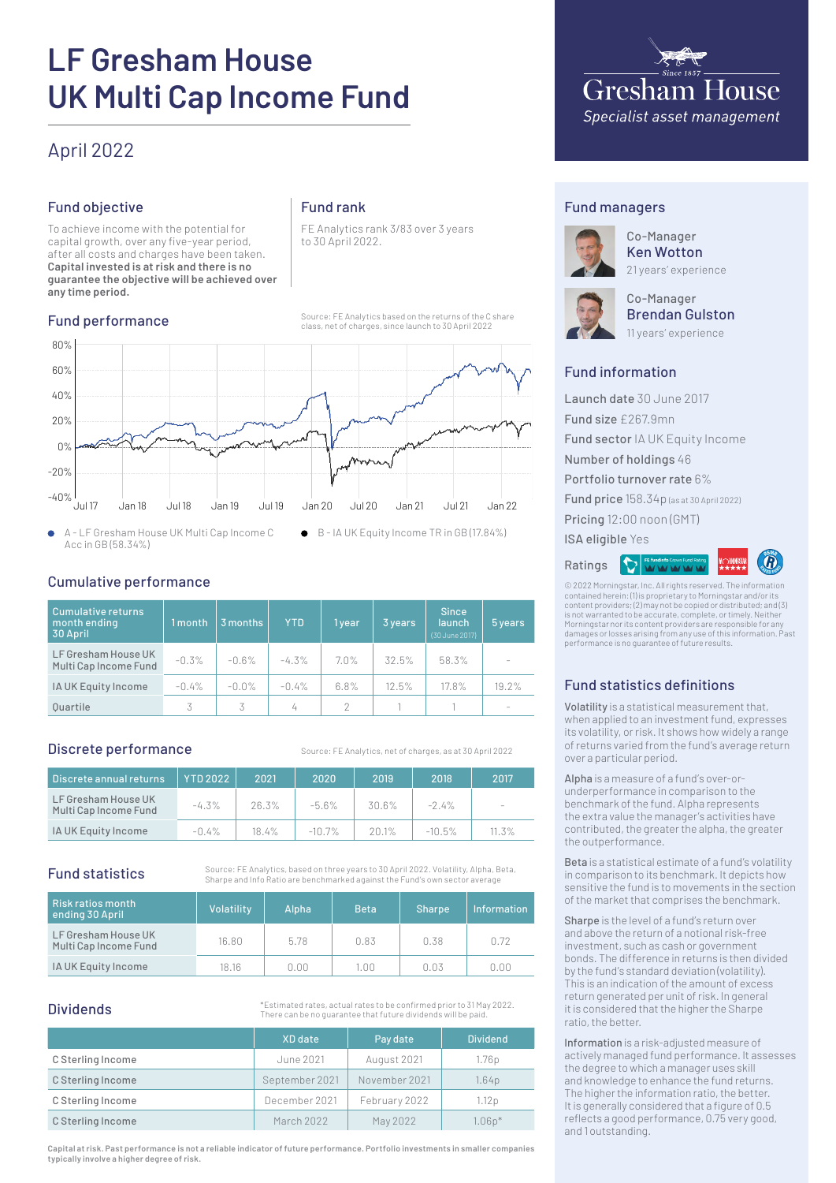# LF Gresham House UK Multi Cap Income Fund

## April 2022

Gresham House
Since 1857
*Specialist asset management*

## Fund objective

To achieve income with the potential for capital growth, over any five-year period, after all costs and charges have been taken. **Capital invested is at risk and there is no guarantee the objective will be achieved over any time period.**

## Fund rank

FE Analytics rank 3/83 over 3 years to 30 April 2022.

## Fund performance

Source: FE Analytics based on the returns of the C share class, net of charges, since launch to 30 April 2022

- A - LF Gresham House UK Multi Cap Income C Acc in GB (58.34%)
- B - IA UK Equity Income TR in GB (17.84%)

## Cumulative performance

| Cumulative returns month ending 30 April | 1 month | 3 months | YTD | 1 year | 3 years | Since launch (30 June 2017) | 5 years |
|---|---|---|---|---|---|---|---|
| LF Gresham House UK Multi Cap Income Fund | -0.3% | -0.6% | -4.3% | 7.0% | 32.5% | 58.3% | - |
| IA UK Equity Income | -0.4% | -0.0% | -0.4% | 6.8% | 12.5% | 17.8% | 19.2% |
| Quartile | 3 | 3 | 4 | 2 | 1 | 1 | - |

## Discrete performance

Source: FE Analytics, net of charges, as at 30 April 2022

| Discrete annual returns | YTD 2022 | 2021 | 2020 | 2019 | 2018 | 2017 |
|---|---|---|---|---|---|---|
| LF Gresham House UK Multi Cap Income Fund | -4.3% | 26.3% | -5.6% | 30.6% | -2.4% | - |
| IA UK Equity Income | -0.4% | 18.4% | -10.7% | 20.1% | -10.5% | 11.3% |

## Fund statistics

Source: FE Analytics, based on three years to 30 April 2022. Volatility, Alpha, Beta, Sharpe and Info Ratio are benchmarked against the Fund's own sector average

| Risk ratios month ending 30 April | Volatility | Alpha | Beta | Sharpe | Information |
|---|---|---|---|---|---|
| LF Gresham House UK Multi Cap Income Fund | 16.80 | 5.78 | 0.83 | 0.38 | 0.72 |
| IA UK Equity Income | 18.16 | 0.00 | 1.00 | 0.03 | 0.00 |

## Dividends

*Estimated rates, actual rates to be confirmed prior to 31 May 2022. There can be no guarantee that future dividends will be paid.

| | XD date | Pay date | Dividend |
|---|---|---|---|
| C Sterling Income | June 2021 | August 2021 | 1.76p |
| C Sterling Income | September 2021 | November 2021 | 1.64p |
| C Sterling Income | December 2021 | February 2022 | 1.12p |
| C Sterling Income | March 2022 | May 2022 | 1.06p* |

**Capital at risk. Past performance is not a reliable indicator of future performance. Portfolio investments in smaller companies typically involve a higher degree of risk.**

## Fund managers

Co-Manager
**Ken Wotton**
21 years' experience

Co-Manager
**Brendan Gulston**
11 years' experience

## Fund information

**Launch date** 30 June 2017
**Fund size** £267.9mn
**Fund sector** IA UK Equity Income
**Number of holdings** 46
**Portfolio turnover rate** 6%
**Fund price** 158.34p (as at 30 April 2022)
**Pricing** 12:00 noon (GMT)
**ISA eligible** Yes

**Ratings**

© 2022 Morningstar, Inc. All rights reserved. The information contained herein: (1) is proprietary to Morningstar and/or its content providers; (2) may not be copied or distributed; and (3) is not warranted to be accurate, complete, or timely. Neither Morningstar nor its content providers are responsible for any damages or losses arising from any use of this information. Past performance is no guarantee of future results.

## Fund statistics definitions

**Volatility** is a statistical measurement that, when applied to an investment fund, expresses its volatility, or risk. It shows how widely a range of returns varied from the fund's average return over a particular period.

**Alpha** is a measure of a fund's over-or-underperformance in comparison to the benchmark of the fund. Alpha represents the extra value the manager's activities have contributed, the greater the alpha, the greater the outperformance.

**Beta** is a statistical estimate of a fund's volatility in comparison to its benchmark. It depicts how sensitive the fund is to movements in the section of the market that comprises the benchmark.

**Sharpe** is the level of a fund's return over and above the return of a notional risk-free investment, such as cash or government bonds. The difference in returns is then divided by the fund's standard deviation (volatility). This is an indication of the amount of excess return generated per unit of risk. In general it is considered that the higher the Sharpe ratio, the better.

**Information** is a risk-adjusted measure of actively managed fund performance. It assesses the degree to which a manager uses skill and knowledge to enhance the fund returns. The higher the information ratio, the better. It is generally considered that a figure of 0.5 reflects a good performance, 0.75 very good, and 1 outstanding.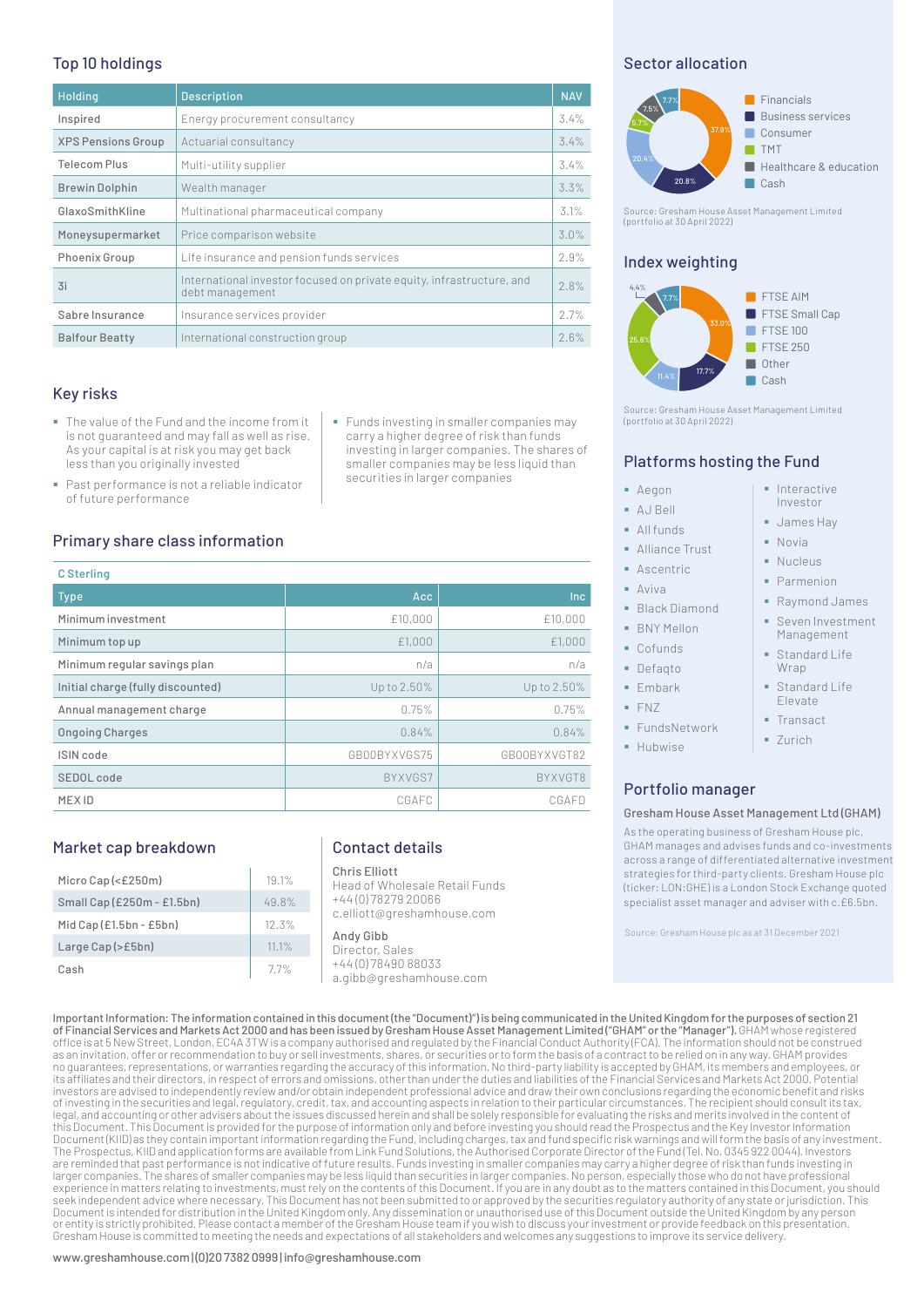## Top 10 holdings

| Holding | Description | NAV |
|---|---|---|
| Inspired | Energy procurement consultancy | 3.4% |
| XPS Pensions Group | Actuarial consultancy | 3.4% |
| Telecom Plus | Multi-utility supplier | 3.4% |
| Brewin Dolphin | Wealth manager | 3.3% |
| GlaxoSmithKline | Multinational pharmaceutical company | 3.1% |
| Moneysupermarket | Price comparison website | 3.0% |
| Phoenix Group | Life insurance and pension funds services | 2.9% |
| 3i | International investor focused on private equity, infrastructure, and debt management | 2.8% |
| Sabre Insurance | Insurance services provider | 2.7% |
| Balfour Beatty | International construction group | 2.6% |

## Key risks

- The value of the Fund and the income from it is not guaranteed and may fall as well as rise. As your capital is at risk you may get back less than you originally invested
- Past performance is not a reliable indicator of future performance
- Funds investing in smaller companies may carry a higher degree of risk than funds investing in larger companies. The shares of smaller companies may be less liquid than securities in larger companies

## Primary share class information

| C Sterling | | |
|---|---|---|
| Type | Acc | Inc |
| Minimum investment | £10,000 | £10,000 |
| Minimum top up | £1,000 | £1,000 |
| Minimum regular savings plan | n/a | n/a |
| Initial charge (fully discounted) | Up to 2.50% | Up to 2.50% |
| Annual management charge | 0.75% | 0.75% |
| Ongoing Charges | 0.84% | 0.84% |
| ISIN code | GB00BYXVGS75 | GB00BYXVGT82 |
| SEDOL code | BYXVGS7 | BYXVGT8 |
| MEX ID | CGAFC | CGAFD |

## Market cap breakdown

| | |
|---|---|
| Micro Cap (<£250m) | 19.1% |
| Small Cap (£250m - £1.5bn) | 49.8% |
| Mid Cap (£1.5bn - £5bn) | 12.3% |
| Large Cap (>£5bn) | 11.1% |
| Cash | 7.7% |

## Contact details

Chris Elliott
Head of Wholesale Retail Funds
+44 (0) 78279 20066
c.elliott@greshamhouse.com

Andy Gibb
Director, Sales
+44 (0) 78490 88033
a.gibb@greshamhouse.com

## Sector allocation

Financials
Business services
Consumer
TMT
Healthcare & education
Cash

37.9%
20.8%
20.4%
5.7%
7.5%
7.7%

Source: Gresham House Asset Management Limited (portfolio at 30 April 2022)

## Index weighting

FTSE AIM
FTSE Small Cap
FTSE 100
FTSE 250
Other
Cash

33.0%
17.7%
11.4%
25.8%
4.4%
7.7%

Source: Gresham House Asset Management Limited (portfolio at 30 April 2022)

## Platforms hosting the Fund

- Aegon
- AJ Bell
- All funds
- Alliance Trust
- Ascentric
- Aviva
- Black Diamond
- BNY Mellon
- Cofunds
- Defaqto
- Embark
- FNZ
- FundsNetwork
- Hubwise
- Interactive Investor
- James Hay
- Novia
- Nucleus
- Parmenion
- Raymond James
- Seven Investment Management
- Standard Life Wrap
- Standard Life Elevate
- Transact
- Zurich

## Portfolio manager

### Gresham House Asset Management Ltd (GHAM)

As the operating business of Gresham House plc, GHAM manages and advises funds and co-investments across a range of differentiated alternative investment strategies for third-party clients. Gresham House plc (ticker: LON:GHE) is a London Stock Exchange quoted specialist asset manager and adviser with c.£6.5bn.

Source: Gresham House plc as at 31 December 2021

Important Information: The information contained in this document (the "Document)") is being communicated in the United Kingdom for the purposes of section 21 of Financial Services and Markets Act 2000 and has been issued by Gresham House Asset Management Limited ("GHAM" or the "Manager"). GHAM whose registered office is at 5 New Street, London, EC4A 3TW is a company authorised and regulated by the Financial Conduct Authority (FCA). The information should not be construed as an invitation, offer or recommendation to buy or sell investments, shares, or securities or to form the basis of a contract to be relied on in any way. GHAM provides no guarantees, representations, or warranties regarding the accuracy of this information. No third-party liability is accepted by GHAM, its members and employees, or its affiliates and their directors, in respect of errors and omissions, other than under the duties and liabilities of the Financial Services and Markets Act 2000. Potential investors are advised to independently review and/or obtain independent professional advice and draw their own conclusions regarding the economic benefit and risks of investing in the securities and legal, regulatory, credit, tax, and accounting aspects in relation to their particular circumstances. The recipient should consult its tax, legal, and accounting or other advisers about the issues discussed herein and shall be solely responsible for evaluating the risks and merits involved in the content of this Document. This Document is provided for the purpose of information only and before investing you should read the Prospectus and the Key Investor Information Document (KIID) as they contain important information regarding the Fund, including charges, tax and fund specific risk warnings and will form the basis of any investment. The Prospectus, KIID and application forms are available from Link Fund Solutions, the Authorised Corporate Director of the Fund (Tel. No. 0345 922 0044). Investors are reminded that past performance is not indicative of future results. Funds investing in smaller companies may carry a higher degree of risk than funds investing in larger companies. The shares of smaller companies may be less liquid than securities in larger companies. No person, especially those who do not have professional experience in matters relating to investments, must rely on the contents of this Document. If you are in any doubt as to the matters contained in this Document, you should seek independent advice where necessary. This Document has not been submitted to or approved by the securities regulatory authority of any state or jurisdiction. This Document is intended for distribution in the United Kingdom only. Any dissemination or unauthorised use of this Document outside the United Kingdom by any person or entity is strictly prohibited. Please contact a member of the Gresham House team if you wish to discuss your investment or provide feedback on this presentation. Gresham House is committed to meeting the needs and expectations of all stakeholders and welcomes any suggestions to improve its service delivery.

www.greshamhouse.com | (0)20 7382 0999 | info@greshamhouse.com